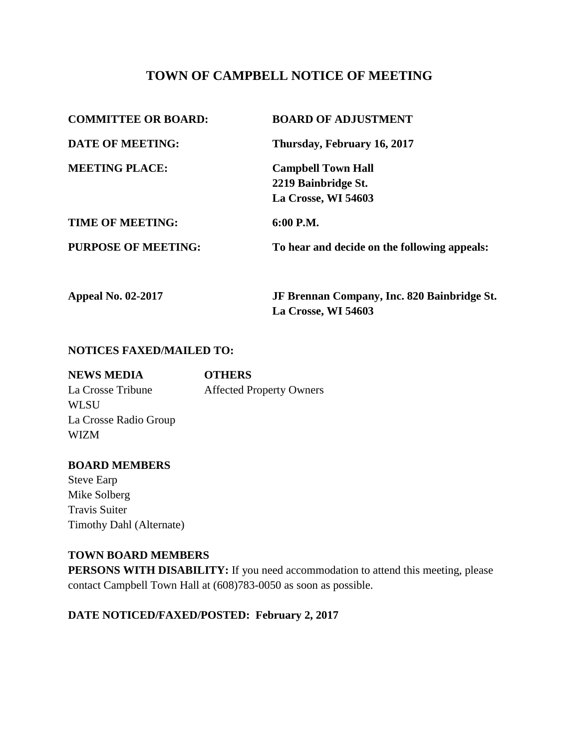# TOWN OF CAMPBELL NOTICE OF MEETING

| | |
|---|---|
| **COMMITTEE OR BOARD:** | **BOARD OF ADJUSTMENT** |
| **DATE OF MEETING:** | **Thursday, February 16, 2017** |
| **MEETING PLACE:** | **Campbell Town Hall**<br>**2219 Bainbridge St.**<br>**La Crosse, WI 54603** |
| **TIME OF MEETING:** | **6:00 P.M.** |
| **PURPOSE OF MEETING:** | **To hear and decide on the following appeals:** |
| **Appeal No. 02-2017** | **JF Brennan Company, Inc. 820 Bainbridge St.**<br>**La Crosse, WI 54603** |

**NOTICES FAXED/MAILED TO:**

| **NEWS MEDIA** | **OTHERS** |
|---|---|
| La Crosse Tribune | Affected Property Owners |
| WLSU | |
| La Crosse Radio Group | |
| WIZM | |

**BOARD MEMBERS**

Steve Earp
Mike Solberg
Travis Suiter
Timothy Dahl (Alternate)

**TOWN BOARD MEMBERS**

**PERSONS WITH DISABILITY:** If you need accommodation to attend this meeting, please contact Campbell Town Hall at (608)783-0050 as soon as possible.

**DATE NOTICED/FAXED/POSTED: February 2, 2017**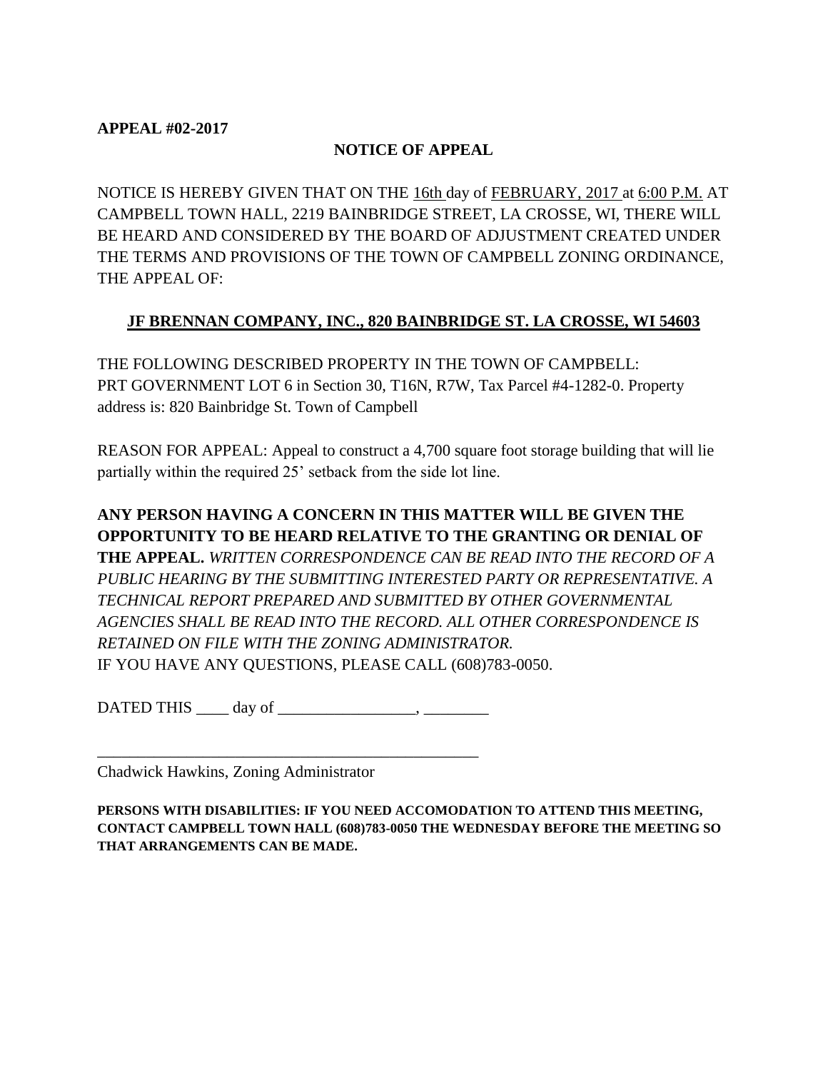**APPEAL #02-2017**

**NOTICE OF APPEAL**

NOTICE IS HEREBY GIVEN THAT ON THE 16th day of FEBRUARY, 2017 at 6:00 P.M. AT CAMPBELL TOWN HALL, 2219 BAINBRIDGE STREET, LA CROSSE, WI, THERE WILL BE HEARD AND CONSIDERED BY THE BOARD OF ADJUSTMENT CREATED UNDER THE TERMS AND PROVISIONS OF THE TOWN OF CAMPBELL ZONING ORDINANCE, THE APPEAL OF:

**JF BRENNAN COMPANY, INC., 820 BAINBRIDGE ST. LA CROSSE, WI 54603**

THE FOLLOWING DESCRIBED PROPERTY IN THE TOWN OF CAMPBELL:
PRT GOVERNMENT LOT 6 in Section 30, T16N, R7W, Tax Parcel #4-1282-0. Property address is: 820 Bainbridge St. Town of Campbell

REASON FOR APPEAL: Appeal to construct a 4,700 square foot storage building that will lie partially within the required 25' setback from the side lot line.

**ANY PERSON HAVING A CONCERN IN THIS MATTER WILL BE GIVEN THE OPPORTUNITY TO BE HEARD RELATIVE TO THE GRANTING OR DENIAL OF THE APPEAL.** *WRITTEN CORRESPONDENCE CAN BE READ INTO THE RECORD OF A PUBLIC HEARING BY THE SUBMITTING INTERESTED PARTY OR REPRESENTATIVE. A TECHNICAL REPORT PREPARED AND SUBMITTED BY OTHER GOVERNMENTAL AGENCIES SHALL BE READ INTO THE RECORD. ALL OTHER CORRESPONDENCE IS RETAINED ON FILE WITH THE ZONING ADMINISTRATOR.*
IF YOU HAVE ANY QUESTIONS, PLEASE CALL (608)783-0050.

DATED THIS ____ day of _________________, ________

_________________________________________________
Chadwick Hawkins, Zoning Administrator

**PERSONS WITH DISABILITIES: IF YOU NEED ACCOMODATION TO ATTEND THIS MEETING, CONTACT CAMPBELL TOWN HALL (608)783-0050 THE WEDNESDAY BEFORE THE MEETING SO THAT ARRANGEMENTS CAN BE MADE.**